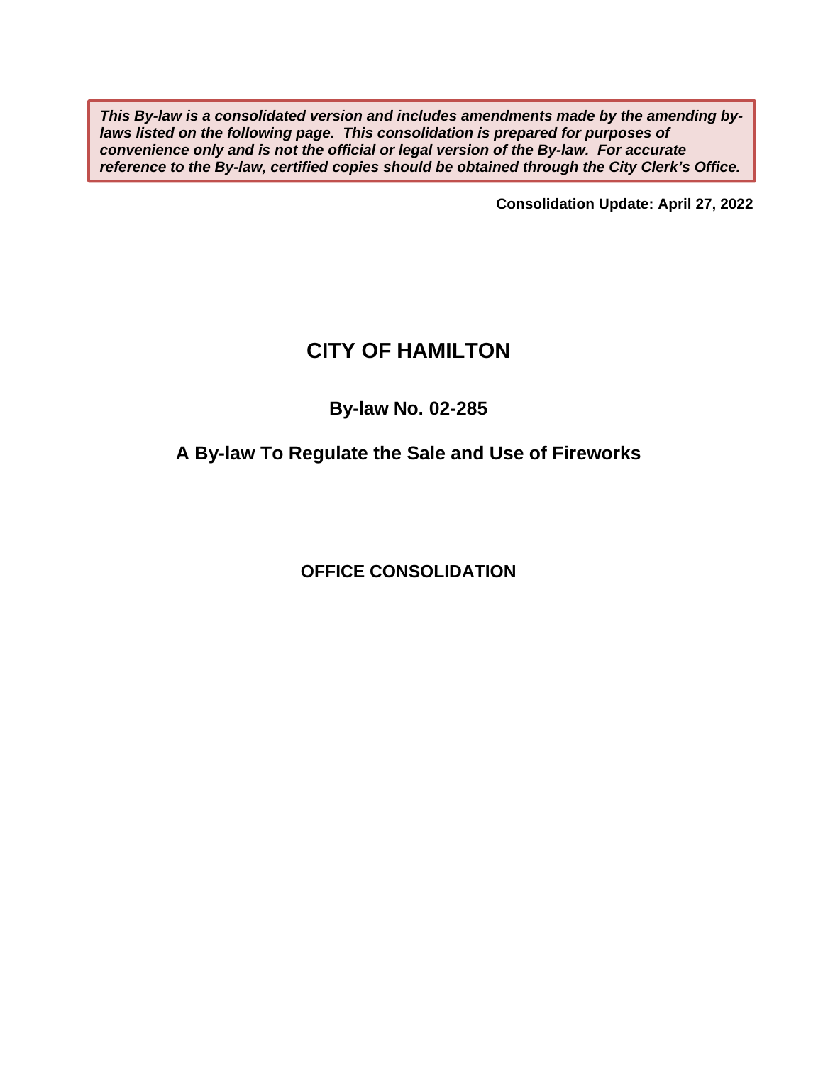***This By-law is a consolidated version and includes amendments made by the amending by-laws listed on the following page. This consolidation is prepared for purposes of convenience only and is not the official or legal version of the By-law. For accurate reference to the By-law, certified copies should be obtained through the City Clerk's Office.***

**Consolidation Update: April 27, 2022**

# CITY OF HAMILTON

## By-law No. 02-285

## A By-law To Regulate the Sale and Use of Fireworks

**OFFICE CONSOLIDATION**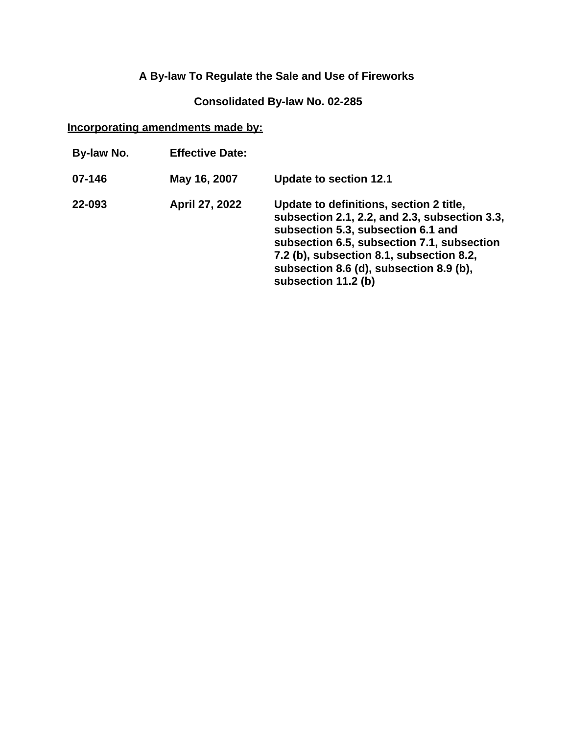**A By-law To Regulate the Sale and Use of Fireworks**

**Consolidated By-law No. 02-285**

**Incorporating amendments made by:**

| By-law No. | Effective Date: | |
|---|---|---|
| 07-146 | May 16, 2007 | Update to section 12.1 |
| 22-093 | April 27, 2022 | Update to definitions, section 2 title, subsection 2.1, 2.2, and 2.3, subsection 3.3, subsection 5.3, subsection 6.1 and subsection 6.5, subsection 7.1, subsection 7.2 (b), subsection 8.1, subsection 8.2, subsection 8.6 (d), subsection 8.9 (b), subsection 11.2 (b) |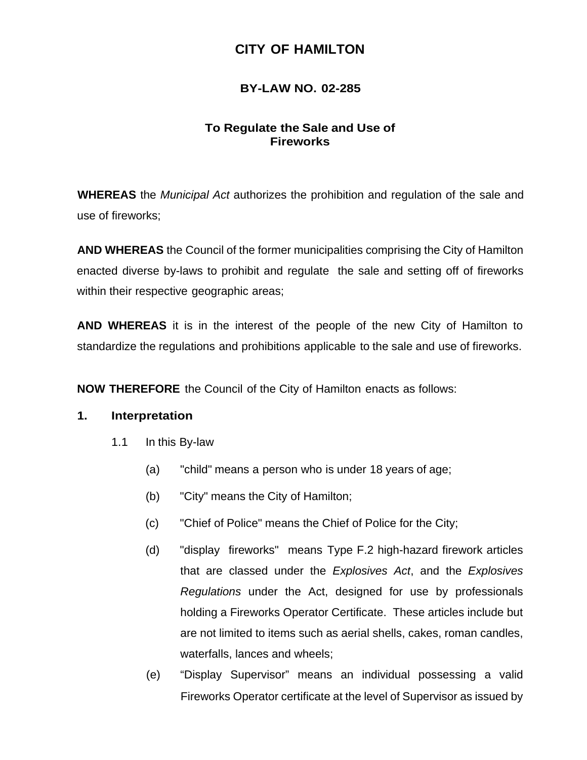# CITY OF HAMILTON

## BY-LAW NO. 02-285

### To Regulate the Sale and Use of Fireworks

**WHEREAS** the *Municipal Act* authorizes the prohibition and regulation of the sale and use of fireworks;

**AND WHEREAS** the Council of the former municipalities comprising the City of Hamilton enacted diverse by-laws to prohibit and regulate the sale and setting off of fireworks within their respective geographic areas;

**AND WHEREAS** it is in the interest of the people of the new City of Hamilton to standardize the regulations and prohibitions applicable to the sale and use of fireworks.

**NOW THEREFORE** the Council of the City of Hamilton enacts as follows:

**1. Interpretation**

1.1 In this By-law

(a) "child" means a person who is under 18 years of age;

(b) "City" means the City of Hamilton;

(c) "Chief of Police" means the Chief of Police for the City;

(d) "display fireworks" means Type F.2 high-hazard firework articles that are classed under the *Explosives Act*, and the *Explosives Regulations* under the Act, designed for use by professionals holding a Fireworks Operator Certificate. These articles include but are not limited to items such as aerial shells, cakes, roman candles, waterfalls, lances and wheels;

(e) “Display Supervisor” means an individual possessing a valid Fireworks Operator certificate at the level of Supervisor as issued by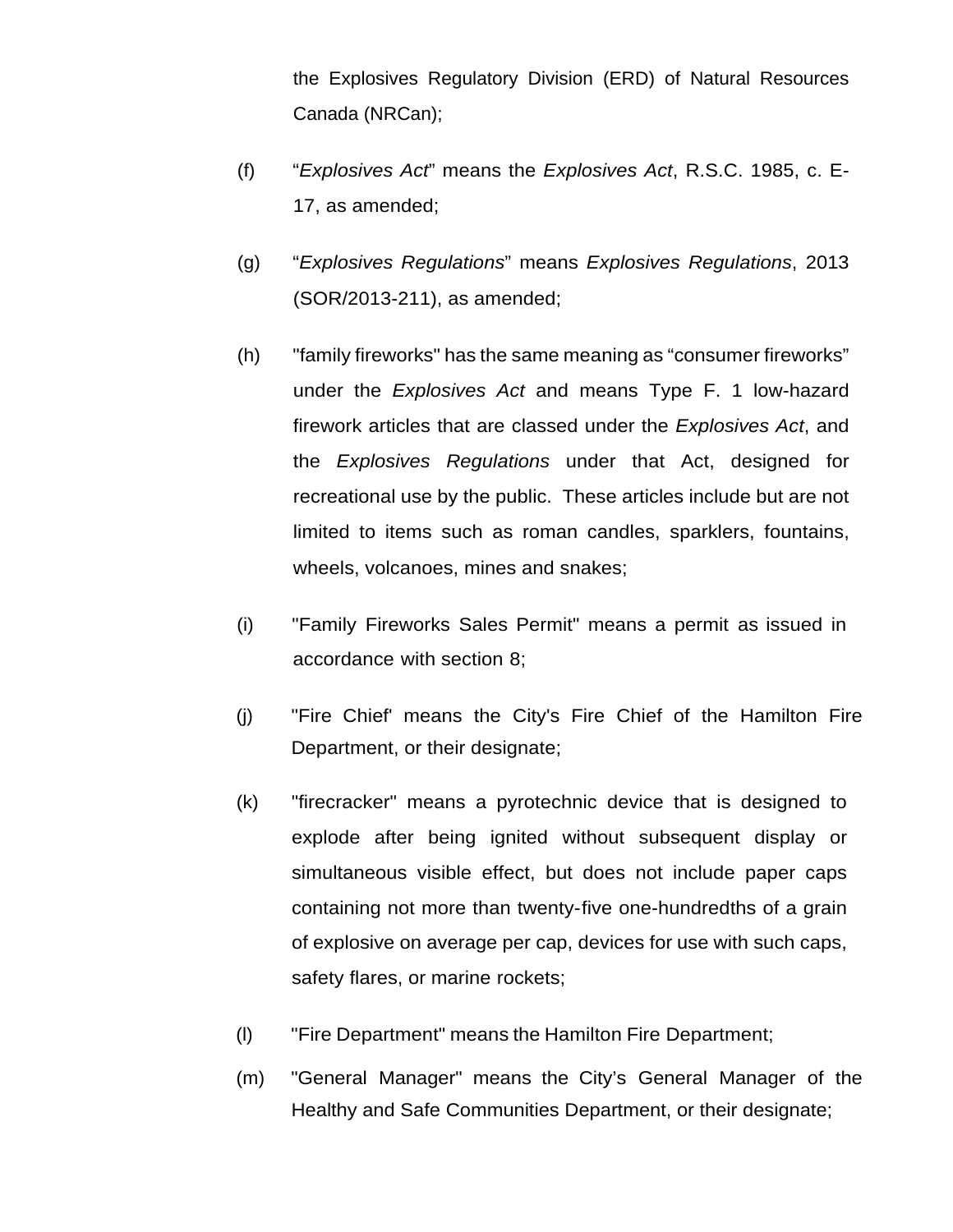the Explosives Regulatory Division (ERD) of Natural Resources Canada (NRCan);

(f) "*Explosives Act*" means the *Explosives Act*, R.S.C. 1985, c. E-17, as amended;

(g) "*Explosives Regulations*" means *Explosives Regulations*, 2013 (SOR/2013-211), as amended;

(h) "family fireworks" has the same meaning as "consumer fireworks" under the *Explosives Act* and means Type F. 1 low-hazard firework articles that are classed under the *Explosives Act*, and the *Explosives Regulations* under that Act, designed for recreational use by the public. These articles include but are not limited to items such as roman candles, sparklers, fountains, wheels, volcanoes, mines and snakes;

(i) "Family Fireworks Sales Permit" means a permit as issued in accordance with section 8;

(j) "Fire Chief' means the City's Fire Chief of the Hamilton Fire Department, or their designate;

(k) "firecracker" means a pyrotechnic device that is designed to explode after being ignited without subsequent display or simultaneous visible effect, but does not include paper caps containing not more than twenty-five one-hundredths of a grain of explosive on average per cap, devices for use with such caps, safety flares, or marine rockets;

(l) "Fire Department" means the Hamilton Fire Department;

(m) "General Manager" means the City's General Manager of the Healthy and Safe Communities Department, or their designate;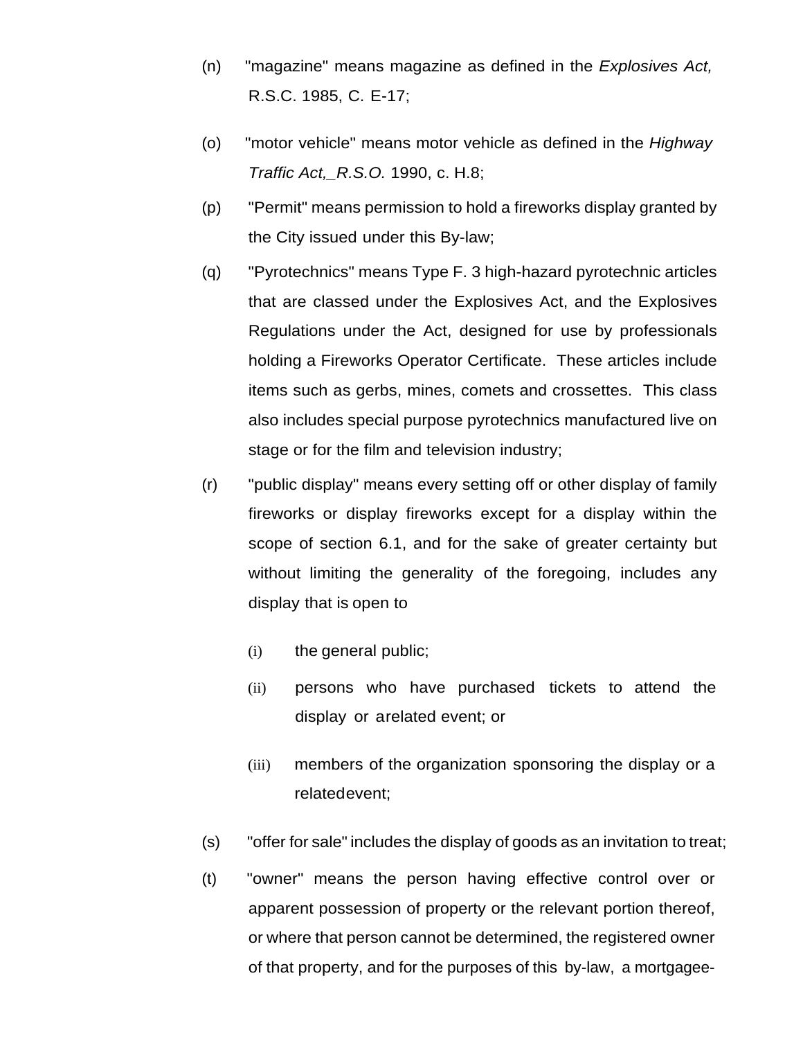(n) "magazine" means magazine as defined in the *Explosives Act,* R.S.C. 1985, C. E-17;

(o) "motor vehicle" means motor vehicle as defined in the *Highway Traffic Act,_R.S.O.* 1990, c. H.8;

(p) "Permit" means permission to hold a fireworks display granted by the City issued under this By-law;

(q) "Pyrotechnics" means Type F. 3 high-hazard pyrotechnic articles that are classed under the Explosives Act, and the Explosives Regulations under the Act, designed for use by professionals holding a Fireworks Operator Certificate. These articles include items such as gerbs, mines, comets and crossettes. This class also includes special purpose pyrotechnics manufactured live on stage or for the film and television industry;

(r) "public display" means every setting off or other display of family fireworks or display fireworks except for a display within the scope of section 6.1, and for the sake of greater certainty but without limiting the generality of the foregoing, includes any display that is open to

   (i) the general public;

   (ii) persons who have purchased tickets to attend the display or arelated event; or

   (iii) members of the organization sponsoring the display or a relatedevent;

(s) "offer for sale" includes the display of goods as an invitation to treat;

(t) "owner" means the person having effective control over or apparent possession of property or the relevant portion thereof, or where that person cannot be determined, the registered owner of that property, and for the purposes of this by-law, a mortgagee-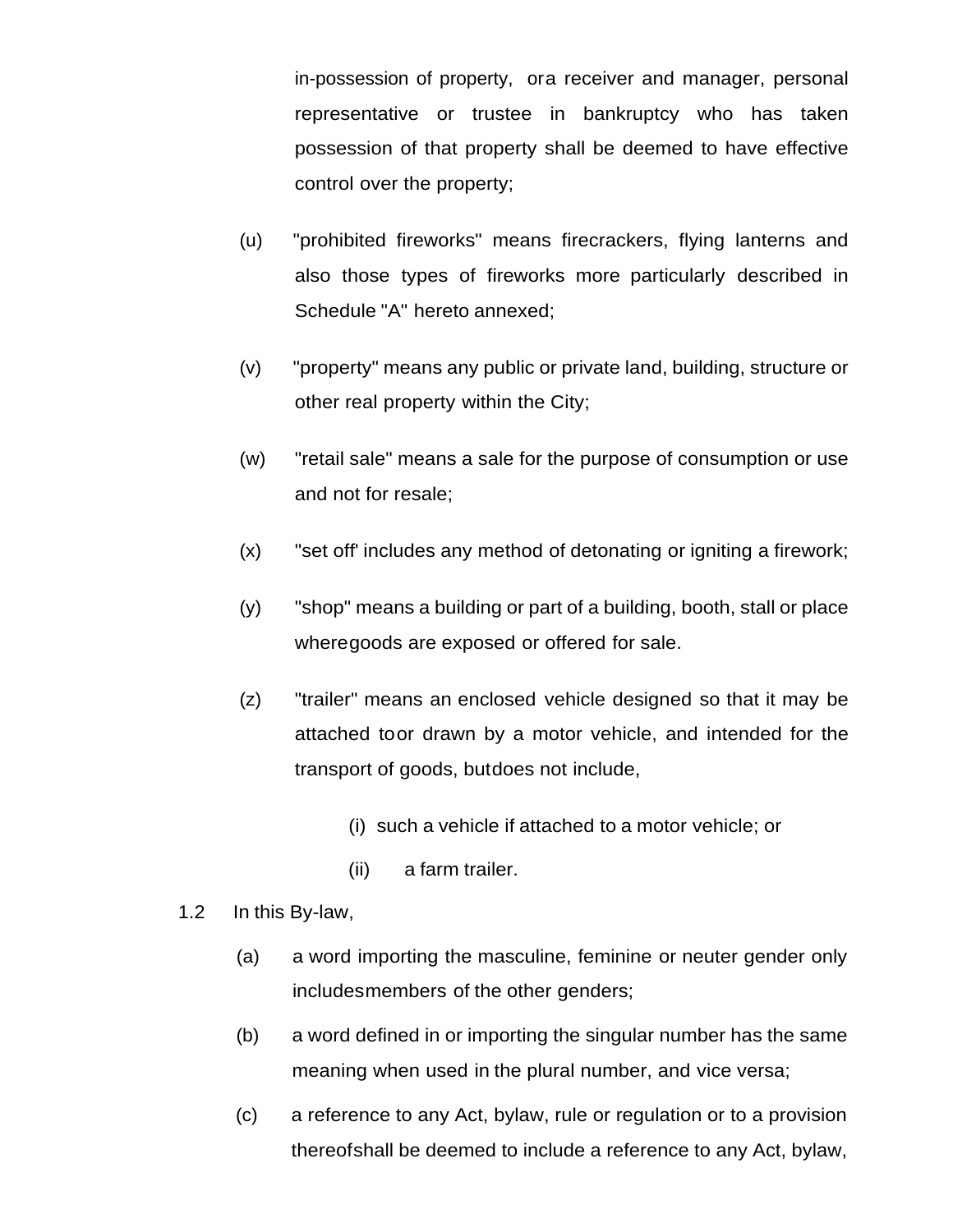in-possession of property, or a receiver and manager, personal representative or trustee in bankruptcy who has taken possession of that property shall be deemed to have effective control over the property;

(u) "prohibited fireworks" means firecrackers, flying lanterns and also those types of fireworks more particularly described in Schedule "A" hereto annexed;

(v) "property" means any public or private land, building, structure or other real property within the City;

(w) "retail sale" means a sale for the purpose of consumption or use and not for resale;

(x) "set off' includes any method of detonating or igniting a firework;

(y) "shop" means a building or part of a building, booth, stall or place where goods are exposed or offered for sale.

(z) "trailer" means an enclosed vehicle designed so that it may be attached to or drawn by a motor vehicle, and intended for the transport of goods, but does not include,

(i) such a vehicle if attached to a motor vehicle; or

(ii) a farm trailer.

1.2 In this By-law,

(a) a word importing the masculine, feminine or neuter gender only includes members of the other genders;

(b) a word defined in or importing the singular number has the same meaning when used in the plural number, and vice versa;

(c) a reference to any Act, bylaw, rule or regulation or to a provision thereof shall be deemed to include a reference to any Act, bylaw,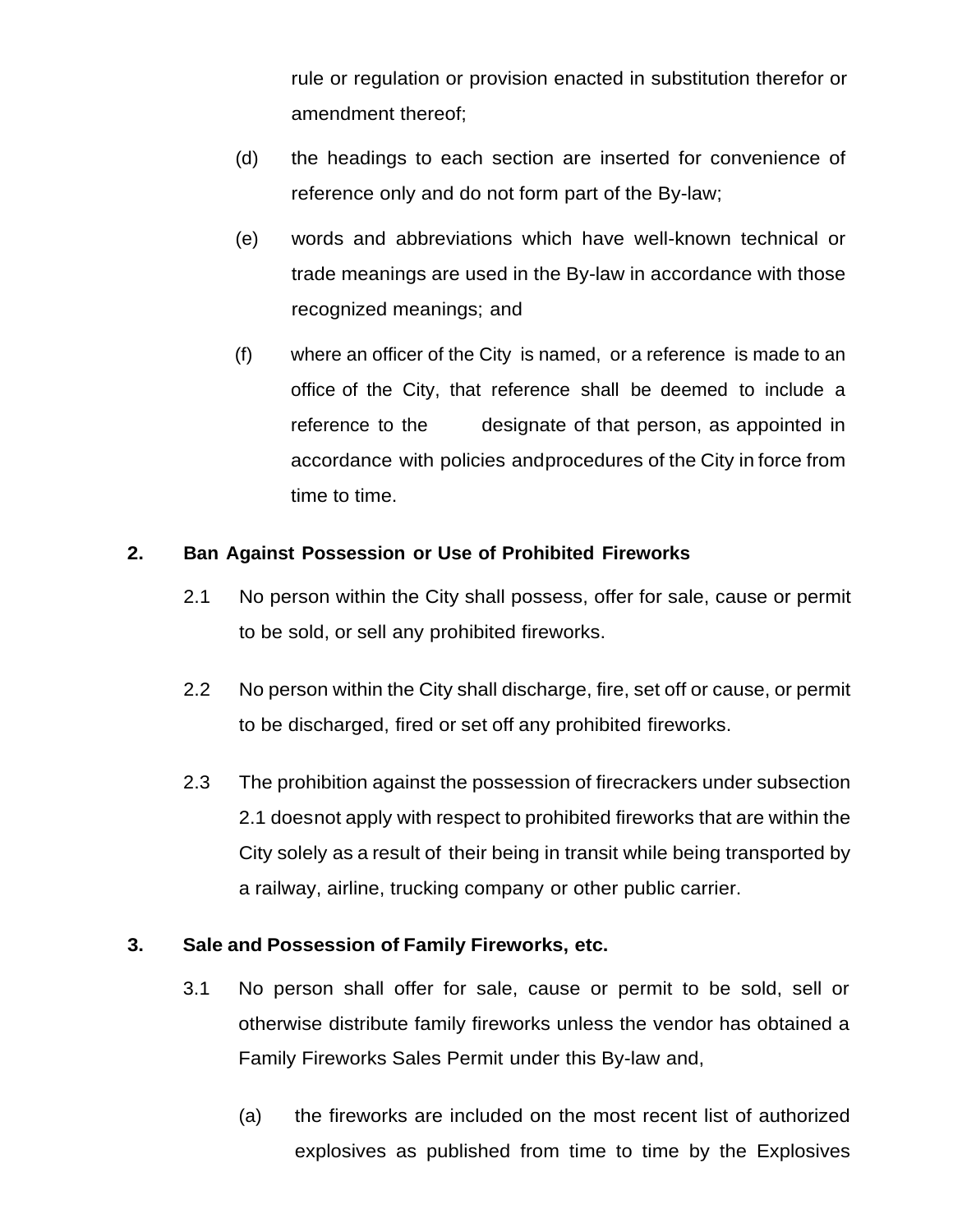rule or regulation or provision enacted in substitution therefor or amendment thereof;

(d) the headings to each section are inserted for convenience of reference only and do not form part of the By-law;

(e) words and abbreviations which have well-known technical or trade meanings are used in the By-law in accordance with those recognized meanings; and

(f) where an officer of the City is named, or a reference is made to an office of the City, that reference shall be deemed to include a reference to the designate of that person, as appointed in accordance with policies and procedures of the City in force from time to time.

**2. Ban Against Possession or Use of Prohibited Fireworks**

2.1 No person within the City shall possess, offer for sale, cause or permit to be sold, or sell any prohibited fireworks.

2.2 No person within the City shall discharge, fire, set off or cause, or permit to be discharged, fired or set off any prohibited fireworks.

2.3 The prohibition against the possession of firecrackers under subsection 2.1 does not apply with respect to prohibited fireworks that are within the City solely as a result of their being in transit while being transported by a railway, airline, trucking company or other public carrier.

**3. Sale and Possession of Family Fireworks, etc.**

3.1 No person shall offer for sale, cause or permit to be sold, sell or otherwise distribute family fireworks unless the vendor has obtained a Family Fireworks Sales Permit under this By-law and,

(a) the fireworks are included on the most recent list of authorized explosives as published from time to time by the Explosives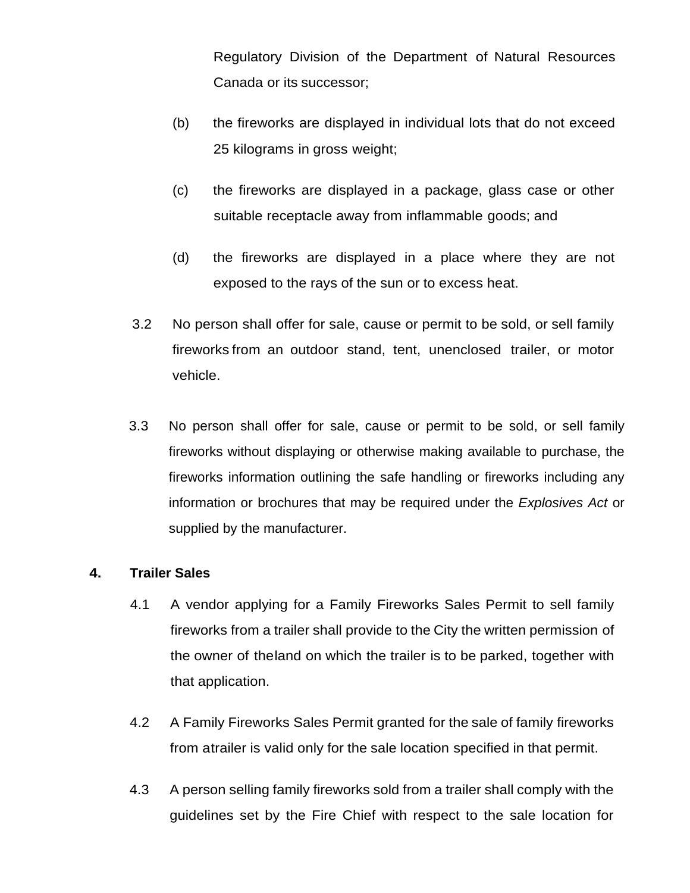Regulatory Division of the Department of Natural Resources Canada or its successor;

(b) the fireworks are displayed in individual lots that do not exceed 25 kilograms in gross weight;

(c) the fireworks are displayed in a package, glass case or other suitable receptacle away from inflammable goods; and

(d) the fireworks are displayed in a place where they are not exposed to the rays of the sun or to excess heat.

3.2 No person shall offer for sale, cause or permit to be sold, or sell family fireworks from an outdoor stand, tent, unenclosed trailer, or motor vehicle.

3.3 No person shall offer for sale, cause or permit to be sold, or sell family fireworks without displaying or otherwise making available to purchase, the fireworks information outlining the safe handling or fireworks including any information or brochures that may be required under the *Explosives Act* or supplied by the manufacturer.

## 4. Trailer Sales

4.1 A vendor applying for a Family Fireworks Sales Permit to sell family fireworks from a trailer shall provide to the City the written permission of the owner of theland on which the trailer is to be parked, together with that application.

4.2 A Family Fireworks Sales Permit granted for the sale of family fireworks from atrailer is valid only for the sale location specified in that permit.

4.3 A person selling family fireworks sold from a trailer shall comply with the guidelines set by the Fire Chief with respect to the sale location for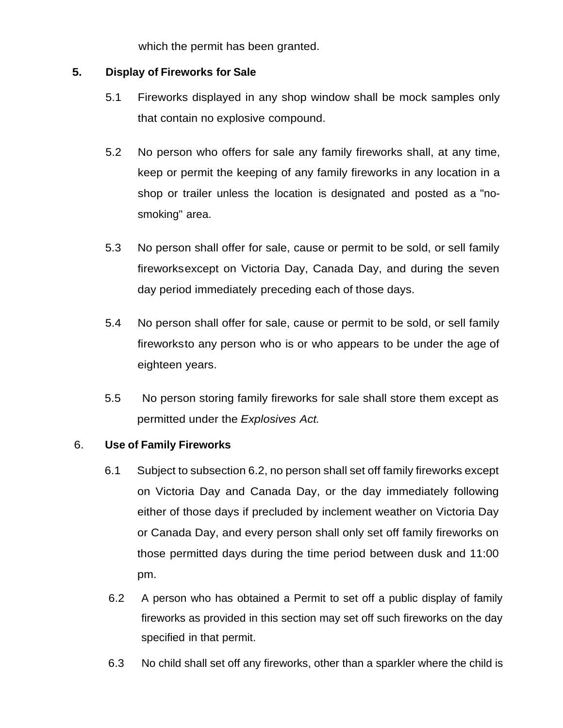which the permit has been granted.

**5. Display of Fireworks for Sale**

5.1 Fireworks displayed in any shop window shall be mock samples only that contain no explosive compound.

5.2 No person who offers for sale any family fireworks shall, at any time, keep or permit the keeping of any family fireworks in any location in a shop or trailer unless the location is designated and posted as a "no-smoking" area.

5.3 No person shall offer for sale, cause or permit to be sold, or sell family fireworksexcept on Victoria Day, Canada Day, and during the seven day period immediately preceding each of those days.

5.4 No person shall offer for sale, cause or permit to be sold, or sell family fireworksto any person who is or who appears to be under the age of eighteen years.

5.5 No person storing family fireworks for sale shall store them except as permitted under the *Explosives Act.*

6. **Use of Family Fireworks**

6.1 Subject to subsection 6.2, no person shall set off family fireworks except on Victoria Day and Canada Day, or the day immediately following either of those days if precluded by inclement weather on Victoria Day or Canada Day, and every person shall only set off family fireworks on those permitted days during the time period between dusk and 11:00 pm.

6.2 A person who has obtained a Permit to set off a public display of family fireworks as provided in this section may set off such fireworks on the day specified in that permit.

6.3 No child shall set off any fireworks, other than a sparkler where the child is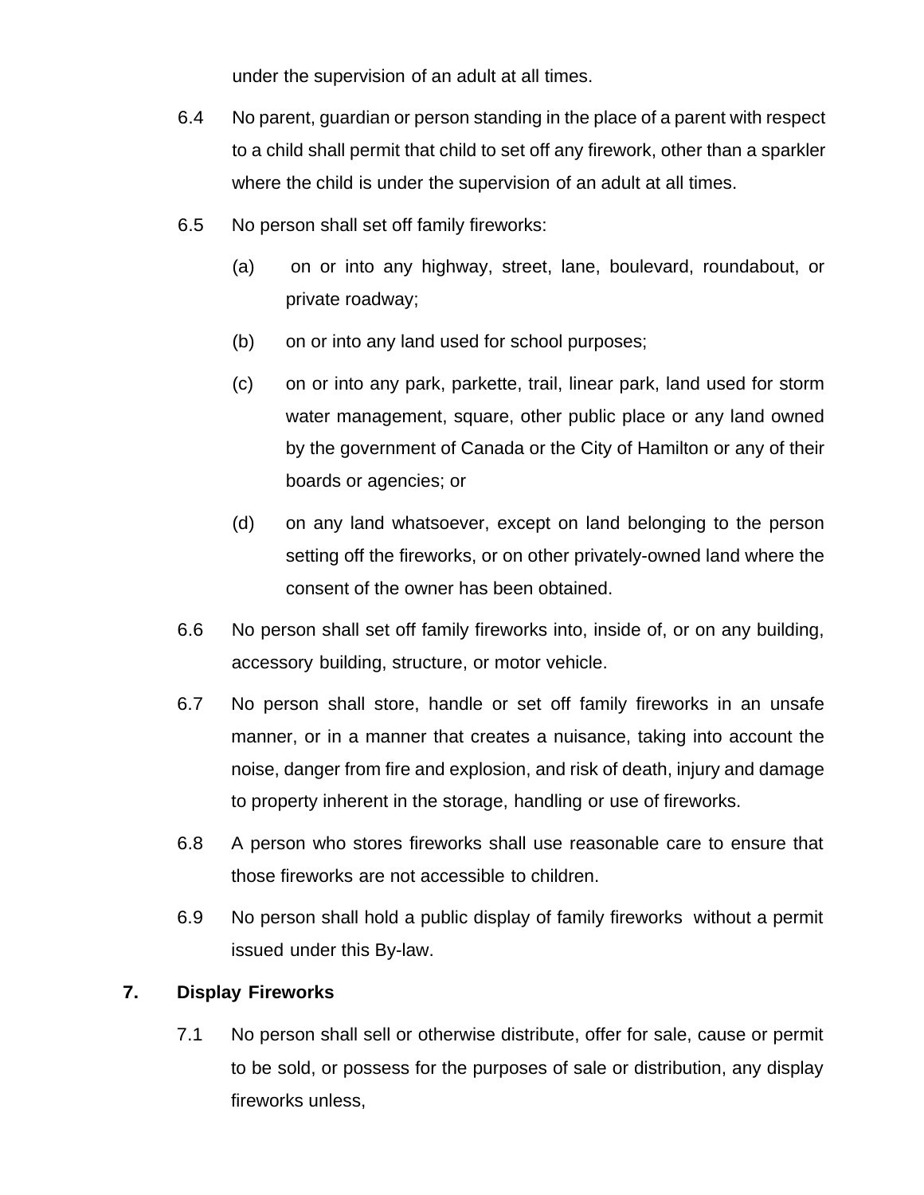under the supervision of an adult at all times.

6.4 No parent, guardian or person standing in the place of a parent with respect to a child shall permit that child to set off any firework, other than a sparkler where the child is under the supervision of an adult at all times.

6.5 No person shall set off family fireworks:

(a) on or into any highway, street, lane, boulevard, roundabout, or private roadway;

(b) on or into any land used for school purposes;

(c) on or into any park, parkette, trail, linear park, land used for storm water management, square, other public place or any land owned by the government of Canada or the City of Hamilton or any of their boards or agencies; or

(d) on any land whatsoever, except on land belonging to the person setting off the fireworks, or on other privately-owned land where the consent of the owner has been obtained.

6.6 No person shall set off family fireworks into, inside of, or on any building, accessory building, structure, or motor vehicle.

6.7 No person shall store, handle or set off family fireworks in an unsafe manner, or in a manner that creates a nuisance, taking into account the noise, danger from fire and explosion, and risk of death, injury and damage to property inherent in the storage, handling or use of fireworks.

6.8 A person who stores fireworks shall use reasonable care to ensure that those fireworks are not accessible to children.

6.9 No person shall hold a public display of family fireworks without a permit issued under this By-law.

## 7. Display Fireworks

7.1 No person shall sell or otherwise distribute, offer for sale, cause or permit to be sold, or possess for the purposes of sale or distribution, any display fireworks unless,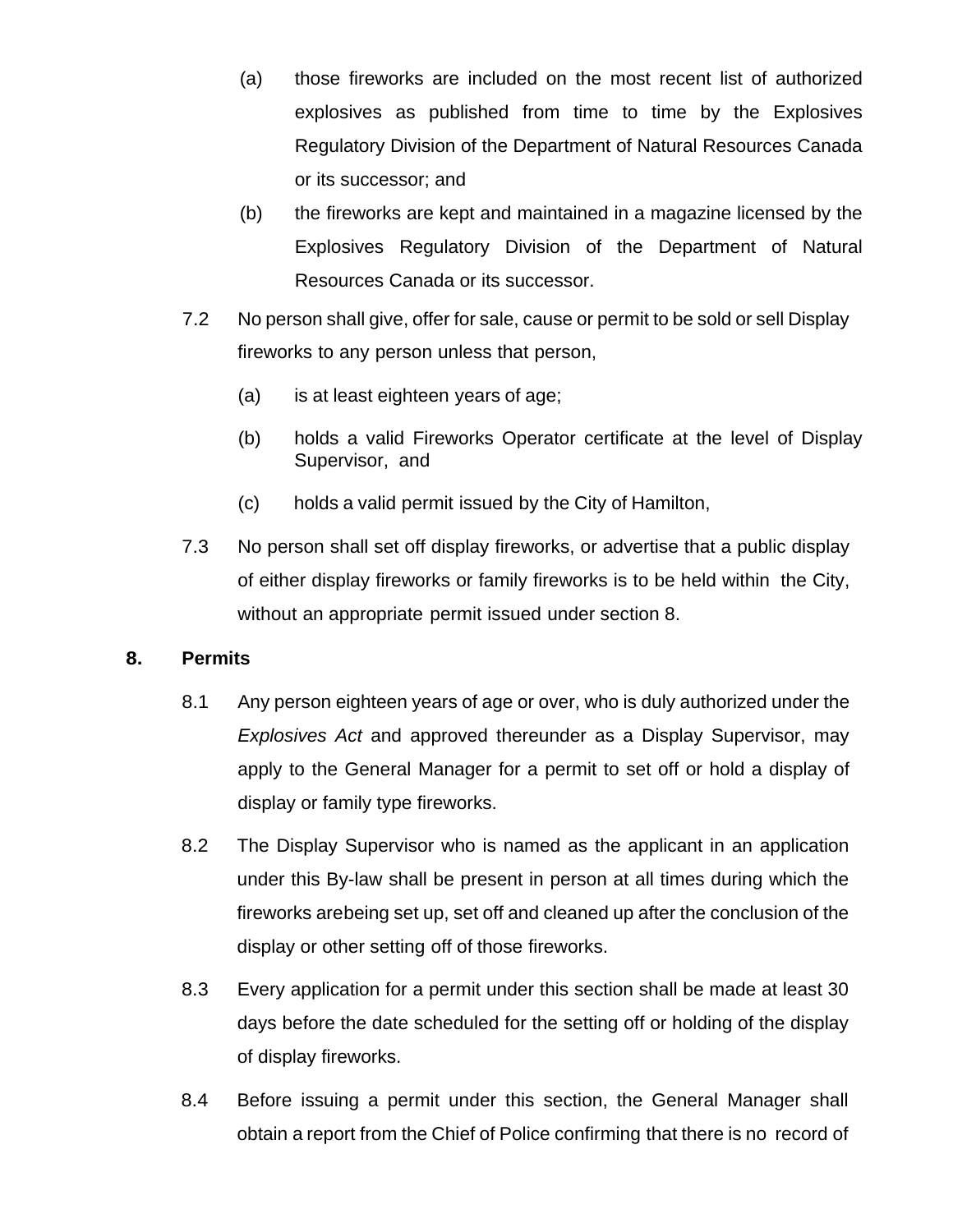(a) those fireworks are included on the most recent list of authorized explosives as published from time to time by the Explosives Regulatory Division of the Department of Natural Resources Canada or its successor; and

(b) the fireworks are kept and maintained in a magazine licensed by the Explosives Regulatory Division of the Department of Natural Resources Canada or its successor.

7.2 No person shall give, offer for sale, cause or permit to be sold or sell Display fireworks to any person unless that person,

(a) is at least eighteen years of age;

(b) holds a valid Fireworks Operator certificate at the level of Display Supervisor, and

(c) holds a valid permit issued by the City of Hamilton,

7.3 No person shall set off display fireworks, or advertise that a public display of either display fireworks or family fireworks is to be held within the City, without an appropriate permit issued under section 8.

## 8. Permits

8.1 Any person eighteen years of age or over, who is duly authorized under the *Explosives Act* and approved thereunder as a Display Supervisor, may apply to the General Manager for a permit to set off or hold a display of display or family type fireworks.

8.2 The Display Supervisor who is named as the applicant in an application under this By-law shall be present in person at all times during which the fireworks arebeing set up, set off and cleaned up after the conclusion of the display or other setting off of those fireworks.

8.3 Every application for a permit under this section shall be made at least 30 days before the date scheduled for the setting off or holding of the display of display fireworks.

8.4 Before issuing a permit under this section, the General Manager shall obtain a report from the Chief of Police confirming that there is no record of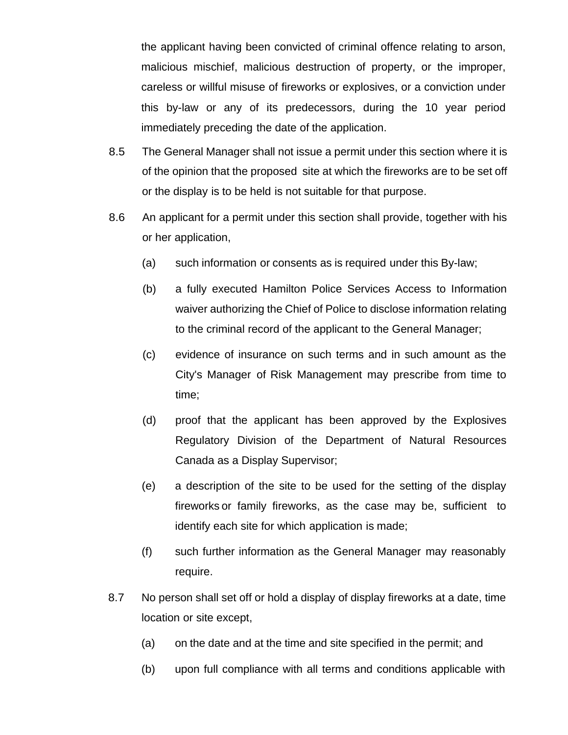the applicant having been convicted of criminal offence relating to arson, malicious mischief, malicious destruction of property, or the improper, careless or willful misuse of fireworks or explosives, or a conviction under this by-law or any of its predecessors, during the 10 year period immediately preceding the date of the application.

8.5 The General Manager shall not issue a permit under this section where it is of the opinion that the proposed site at which the fireworks are to be set off or the display is to be held is not suitable for that purpose.

8.6 An applicant for a permit under this section shall provide, together with his or her application,

(a) such information or consents as is required under this By-law;

(b) a fully executed Hamilton Police Services Access to Information waiver authorizing the Chief of Police to disclose information relating to the criminal record of the applicant to the General Manager;

(c) evidence of insurance on such terms and in such amount as the City's Manager of Risk Management may prescribe from time to time;

(d) proof that the applicant has been approved by the Explosives Regulatory Division of the Department of Natural Resources Canada as a Display Supervisor;

(e) a description of the site to be used for the setting of the display fireworks or family fireworks, as the case may be, sufficient to identify each site for which application is made;

(f) such further information as the General Manager may reasonably require.

8.7 No person shall set off or hold a display of display fireworks at a date, time location or site except,

(a) on the date and at the time and site specified in the permit; and

(b) upon full compliance with all terms and conditions applicable with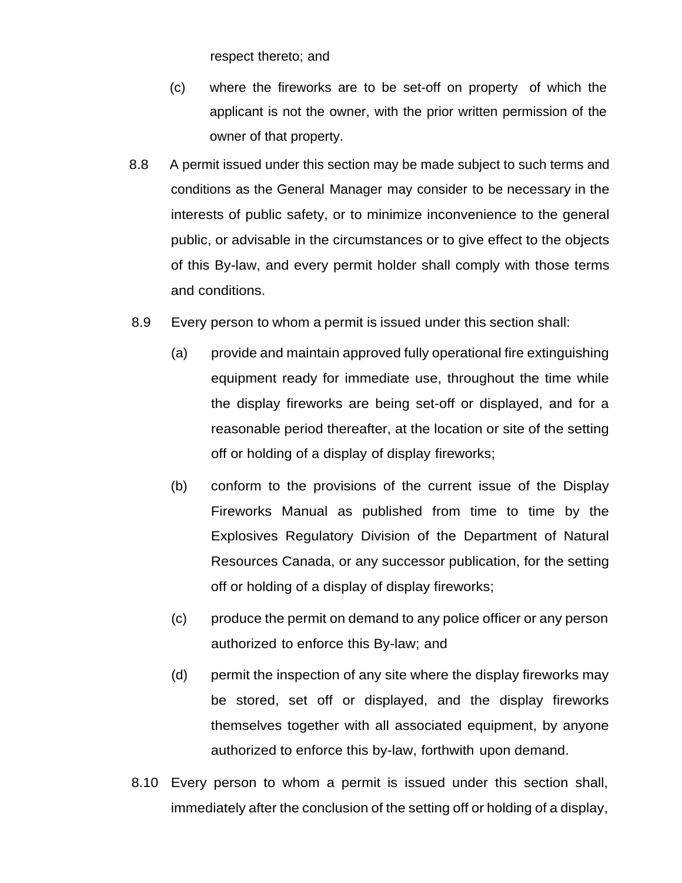respect thereto; and

(c) where the fireworks are to be set-off on property of which the applicant is not the owner, with the prior written permission of the owner of that property.

8.8 A permit issued under this section may be made subject to such terms and conditions as the General Manager may consider to be necessary in the interests of public safety, or to minimize inconvenience to the general public, or advisable in the circumstances or to give effect to the objects of this By-law, and every permit holder shall comply with those terms and conditions.

8.9 Every person to whom a permit is issued under this section shall:

(a) provide and maintain approved fully operational fire extinguishing equipment ready for immediate use, throughout the time while the display fireworks are being set-off or displayed, and for a reasonable period thereafter, at the location or site of the setting off or holding of a display of display fireworks;

(b) conform to the provisions of the current issue of the Display Fireworks Manual as published from time to time by the Explosives Regulatory Division of the Department of Natural Resources Canada, or any successor publication, for the setting off or holding of a display of display fireworks;

(c) produce the permit on demand to any police officer or any person authorized to enforce this By-law; and

(d) permit the inspection of any site where the display fireworks may be stored, set off or displayed, and the display fireworks themselves together with all associated equipment, by anyone authorized to enforce this by-law, forthwith upon demand.

8.10 Every person to whom a permit is issued under this section shall, immediately after the conclusion of the setting off or holding of a display,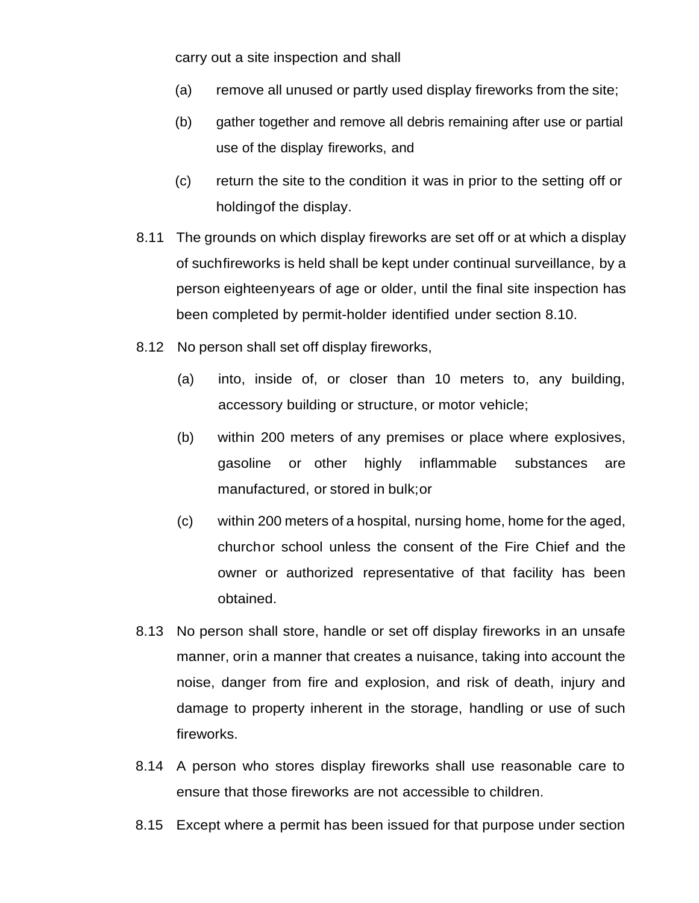carry out a site inspection and shall

(a) remove all unused or partly used display fireworks from the site;

(b) gather together and remove all debris remaining after use or partial use of the display fireworks, and

(c) return the site to the condition it was in prior to the setting off or holding of the display.

8.11 The grounds on which display fireworks are set off or at which a display of such fireworks is held shall be kept under continual surveillance, by a person eighteen years of age or older, until the final site inspection has been completed by permit-holder identified under section 8.10.

8.12 No person shall set off display fireworks,

(a) into, inside of, or closer than 10 meters to, any building, accessory building or structure, or motor vehicle;

(b) within 200 meters of any premises or place where explosives, gasoline or other highly inflammable substances are manufactured, or stored in bulk; or

(c) within 200 meters of a hospital, nursing home, home for the aged, church or school unless the consent of the Fire Chief and the owner or authorized representative of that facility has been obtained.

8.13 No person shall store, handle or set off display fireworks in an unsafe manner, or in a manner that creates a nuisance, taking into account the noise, danger from fire and explosion, and risk of death, injury and damage to property inherent in the storage, handling or use of such fireworks.

8.14 A person who stores display fireworks shall use reasonable care to ensure that those fireworks are not accessible to children.

8.15 Except where a permit has been issued for that purpose under section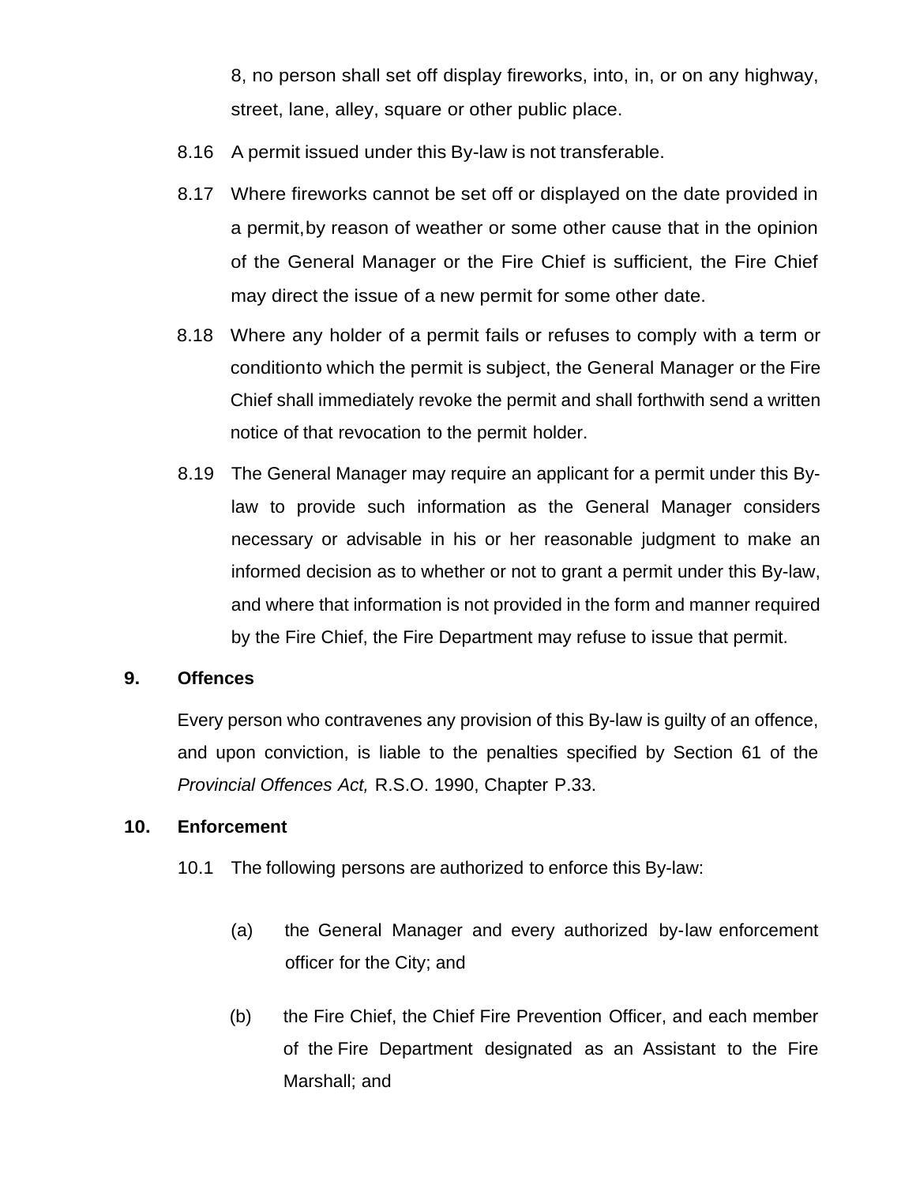8, no person shall set off display fireworks, into, in, or on any highway, street, lane, alley, square or other public place.

8.16 A permit issued under this By-law is not transferable.

8.17 Where fireworks cannot be set off or displayed on the date provided in a permit, by reason of weather or some other cause that in the opinion of the General Manager or the Fire Chief is sufficient, the Fire Chief may direct the issue of a new permit for some other date.

8.18 Where any holder of a permit fails or refuses to comply with a term or condition to which the permit is subject, the General Manager or the Fire Chief shall immediately revoke the permit and shall forthwith send a written notice of that revocation to the permit holder.

8.19 The General Manager may require an applicant for a permit under this By-law to provide such information as the General Manager considers necessary or advisable in his or her reasonable judgment to make an informed decision as to whether or not to grant a permit under this By-law, and where that information is not provided in the form and manner required by the Fire Chief, the Fire Department may refuse to issue that permit.

## 9. Offences

Every person who contravenes any provision of this By-law is guilty of an offence, and upon conviction, is liable to the penalties specified by Section 61 of the *Provincial Offences Act,* R.S.O. 1990, Chapter P.33.

## 10. Enforcement

10.1 The following persons are authorized to enforce this By-law:

(a) the General Manager and every authorized by-law enforcement officer for the City; and

(b) the Fire Chief, the Chief Fire Prevention Officer, and each member of the Fire Department designated as an Assistant to the Fire Marshall; and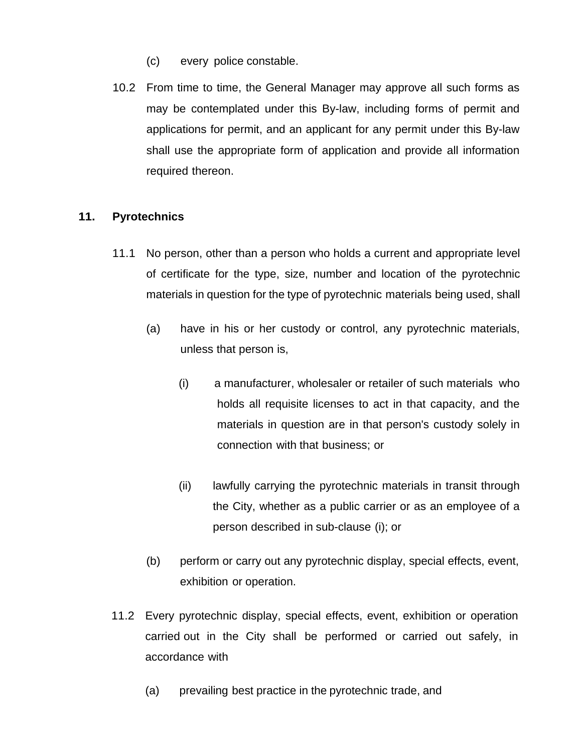(c) every police constable.

10.2 From time to time, the General Manager may approve all such forms as may be contemplated under this By-law, including forms of permit and applications for permit, and an applicant for any permit under this By-law shall use the appropriate form of application and provide all information required thereon.

## 11. Pyrotechnics

11.1 No person, other than a person who holds a current and appropriate level of certificate for the type, size, number and location of the pyrotechnic materials in question for the type of pyrotechnic materials being used, shall

(a) have in his or her custody or control, any pyrotechnic materials, unless that person is,

(i) a manufacturer, wholesaler or retailer of such materials who holds all requisite licenses to act in that capacity, and the materials in question are in that person's custody solely in connection with that business; or

(ii) lawfully carrying the pyrotechnic materials in transit through the City, whether as a public carrier or as an employee of a person described in sub-clause (i); or

(b) perform or carry out any pyrotechnic display, special effects, event, exhibition or operation.

11.2 Every pyrotechnic display, special effects, event, exhibition or operation carried out in the City shall be performed or carried out safely, in accordance with

(a) prevailing best practice in the pyrotechnic trade, and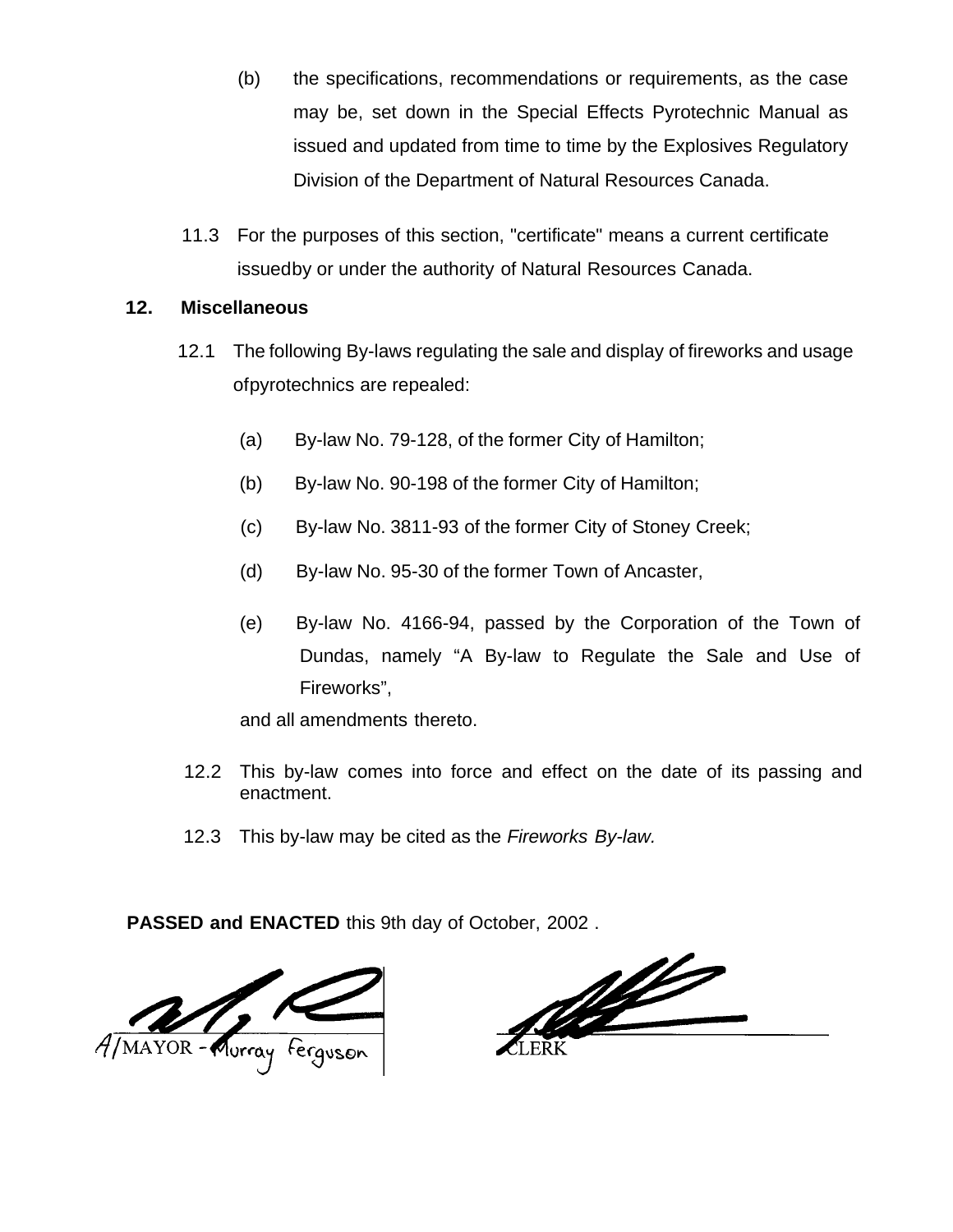(b) the specifications, recommendations or requirements, as the case may be, set down in the Special Effects Pyrotechnic Manual as issued and updated from time to time by the Explosives Regulatory Division of the Department of Natural Resources Canada.

11.3 For the purposes of this section, "certificate" means a current certificate issuedby or under the authority of Natural Resources Canada.

## 12. Miscellaneous

12.1 The following By-laws regulating the sale and display of fireworks and usage ofpyrotechnics are repealed:

(a) By-law No. 79-128, of the former City of Hamilton;

(b) By-law No. 90-198 of the former City of Hamilton;

(c) By-law No. 3811-93 of the former City of Stoney Creek;

(d) By-law No. 95-30 of the former Town of Ancaster,

(e) By-law No. 4166-94, passed by the Corporation of the Town of Dundas, namely "A By-law to Regulate the Sale and Use of Fireworks",

and all amendments thereto.

12.2 This by-law comes into force and effect on the date of its passing and enactment.

12.3 This by-law may be cited as the *Fireworks By-law.*

**PASSED and ENACTED** this 9th day of October, 2002 .

A/MAYOR - Murray Ferguson

CLERK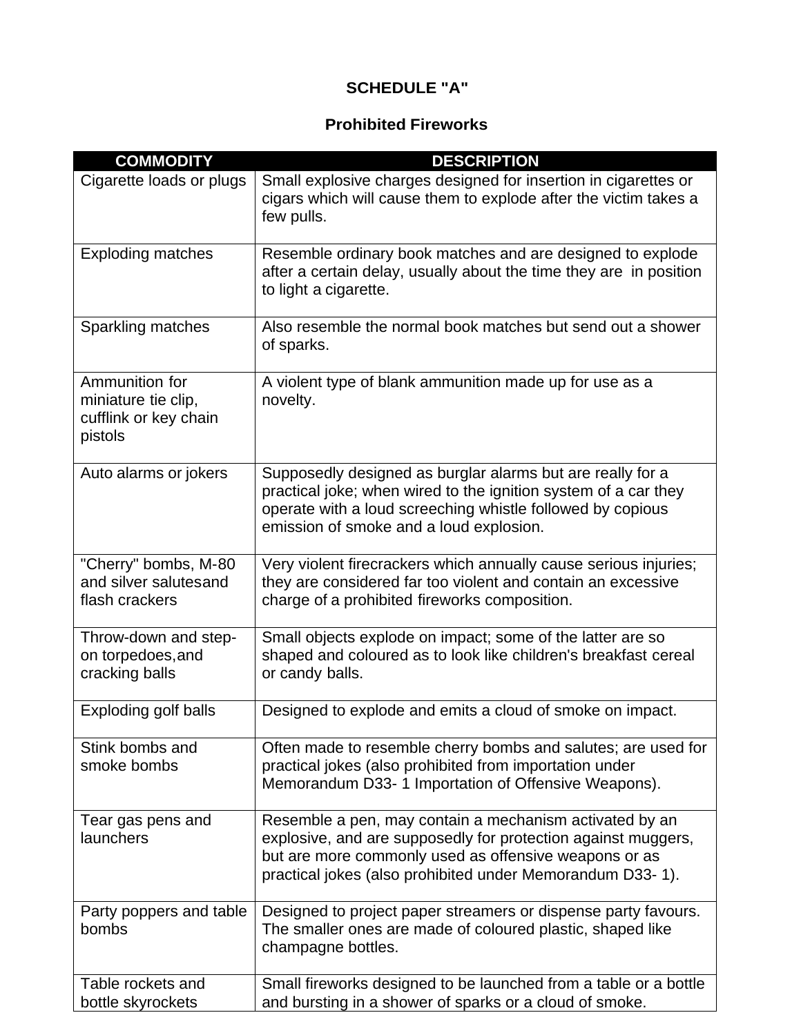**SCHEDULE "A"**

**Prohibited Fireworks**

| COMMODITY | DESCRIPTION |
| --- | --- |
| Cigarette loads or plugs | Small explosive charges designed for insertion in cigarettes or cigars which will cause them to explode after the victim takes a few pulls. |
| Exploding matches | Resemble ordinary book matches and are designed to explode after a certain delay, usually about the time they are in position to light a cigarette. |
| Sparkling matches | Also resemble the normal book matches but send out a shower of sparks. |
| Ammunition for miniature tie clip, cufflink or key chain pistols | A violent type of blank ammunition made up for use as a novelty. |
| Auto alarms or jokers | Supposedly designed as burglar alarms but are really for a practical joke; when wired to the ignition system of a car they operate with a loud screeching whistle followed by copious emission of smoke and a loud explosion. |
| "Cherry" bombs, M-80 and silver salutesand flash crackers | Very violent firecrackers which annually cause serious injuries; they are considered far too violent and contain an excessive charge of a prohibited fireworks composition. |
| Throw-down and step-on torpedoes,and cracking balls | Small objects explode on impact; some of the latter are so shaped and coloured as to look like children's breakfast cereal or candy balls. |
| Exploding golf balls | Designed to explode and emits a cloud of smoke on impact. |
| Stink bombs and smoke bombs | Often made to resemble cherry bombs and salutes; are used for practical jokes (also prohibited from importation under Memorandum D33- 1 Importation of Offensive Weapons). |
| Tear gas pens and launchers | Resemble a pen, may contain a mechanism activated by an explosive, and are supposedly for protection against muggers, but are more commonly used as offensive weapons or as practical jokes (also prohibited under Memorandum D33- 1). |
| Party poppers and table bombs | Designed to project paper streamers or dispense party favours. The smaller ones are made of coloured plastic, shaped like champagne bottles. |
| Table rockets and bottle skyrockets | Small fireworks designed to be launched from a table or a bottle and bursting in a shower of sparks or a cloud of smoke. |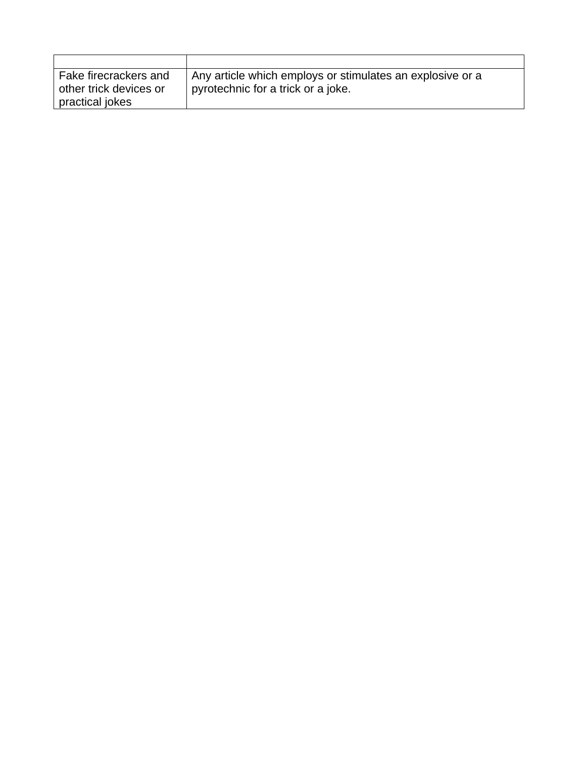| | |
|---|---|
| Fake firecrackers and other trick devices or practical jokes | Any article which employs or stimulates an explosive or a pyrotechnic for a trick or a joke. |